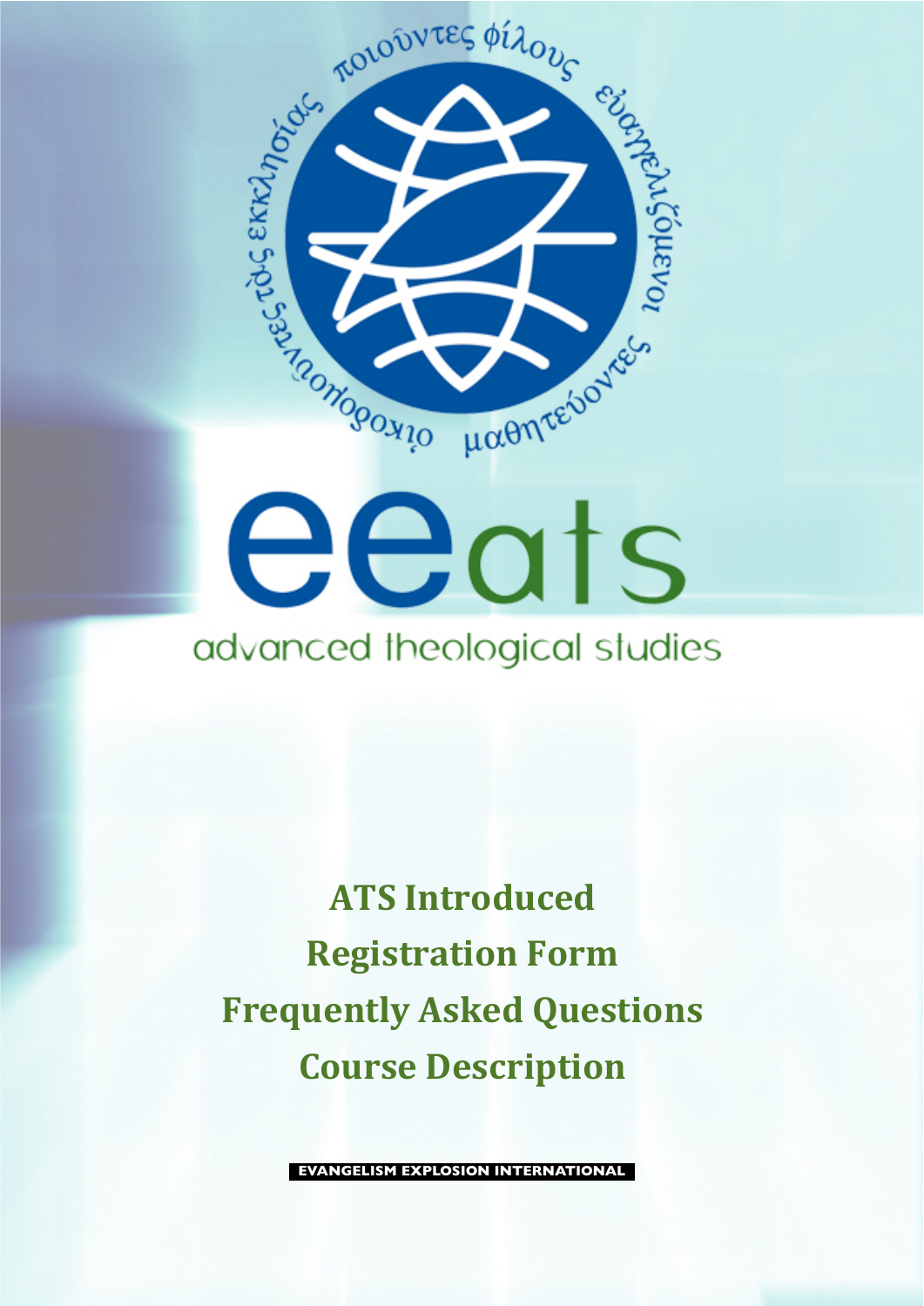ποιοῦντες φίλους εὐαγγελιζόμενοι μαθητεύοντες οἰκοδομοῦντες τὰς ἐκκλησίας

# eeats

## advanced theological studies

**ATS Introduced**

**Registration Form**

**Frequently Asked Questions**

**Course Description**

EVANGELISM EXPLOSION INTERNATIONAL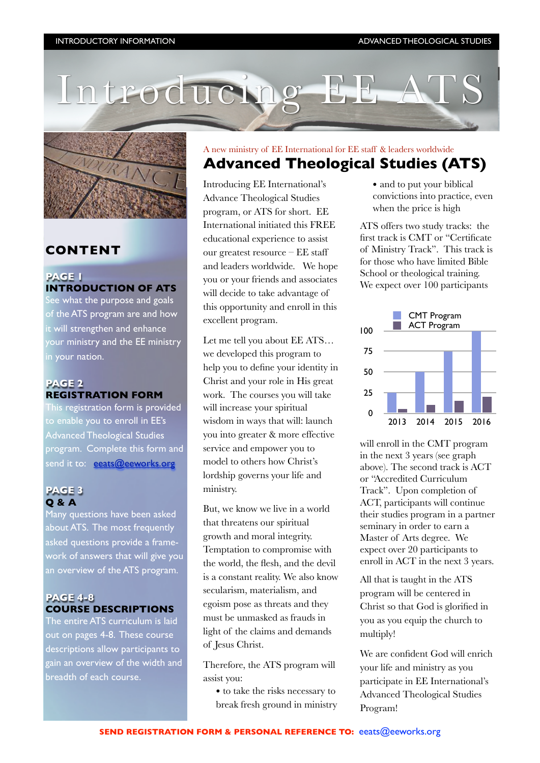# Introducing EE ATS

## CONTENT

**PAGE 1**
**INTRODUCTION OF ATS**
See what the purpose and goals of the ATS program are and how it will strengthen and enhance your ministry and the EE ministry in your nation.

**PAGE 2**
**REGISTRATION FORM**
This registration form is provided to enable you to enroll in EE's Advanced Theological Studies program. Complete this form and send it to: eeats@eeworks.org

**PAGE 3**
**Q & A**
Many questions have been asked about ATS. The most frequently asked questions provide a framework of answers that will give you an overview of the ATS program.

**PAGE 4-8**
**COURSE DESCRIPTIONS**
The entire ATS curriculum is laid out on pages 4-8. These course descriptions allow participants to gain an overview of the width and breadth of each course.

A new ministry of EE International for EE staff & leaders worldwide

## Advanced Theological Studies (ATS)

Introducing EE International's Advance Theological Studies program, or ATS for short. EE International initiated this FREE educational experience to assist our greatest resource – EE staff and leaders worldwide. We hope you or your friends and associates will decide to take advantage of this opportunity and enroll in this excellent program.

Let me tell you about EE ATS… we developed this program to help you to define your identity in Christ and your role in His great work. The courses you will take will increase your spiritual wisdom in ways that will: launch you into greater & more effective service and empower you to model to others how Christ's lordship governs your life and ministry.

But, we know we live in a world that threatens our spiritual growth and moral integrity. Temptation to compromise with the world, the flesh, and the devil is a constant reality. We also know secularism, materialism, and egoism pose as threats and they must be unmasked as frauds in light of the claims and demands of Jesus Christ.

Therefore, the ATS program will assist you:

- to take the risks necessary to break fresh ground in ministry
- and to put your biblical convictions into practice, even when the price is high

ATS offers two study tracks: the first track is CMT or "Certificate of Ministry Track". This track is for those who have limited Bible School or theological training. We expect over 100 participants

| Year | CMT Program | ACT Program |
|---|---|---|
| 2013 | 25 | 4 |
| 2014 | 50 | 9 |
| 2015 | 75 | 14 |
| 2016 | 100 | 20 |

will enroll in the CMT program in the next 3 years (see graph above). The second track is ACT or "Accredited Curriculum Track". Upon completion of ACT, participants will continue their studies program in a partner seminary in order to earn a Master of Arts degree. We expect over 20 participants to enroll in ACT in the next 3 years.

All that is taught in the ATS program will be centered in Christ so that God is glorified in you as you equip the church to multiply!

We are confident God will enrich your life and ministry as you participate in EE International's Advanced Theological Studies Program!

**SEND REGISTRATION FORM & PERSONAL REFERENCE TO:** eeats@eeworks.org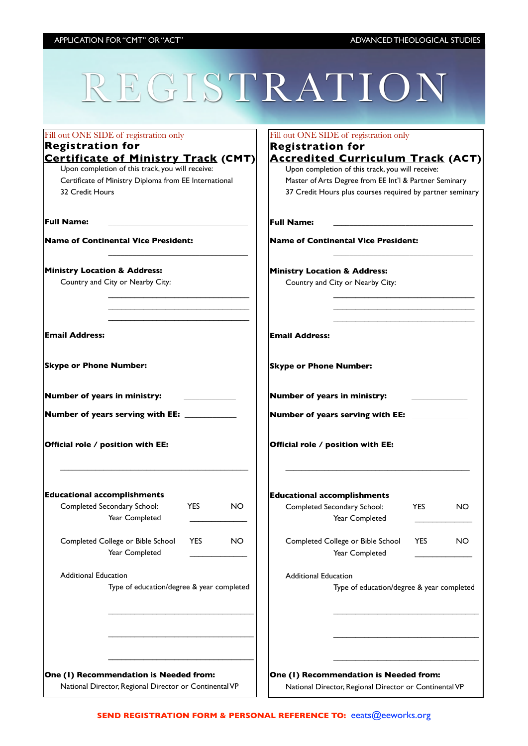APPLICATION FOR "CMT" OR "ACT" — ADVANCED THEOLOGICAL STUDIES

# REGISTRATION

Fill out ONE SIDE of registration only

## Registration for Certificate of Ministry Track (CMT)

Upon completion of this track, you will receive:

Certificate of Ministry Diploma from EE International

32 Credit Hours

**Full Name:** ______________________________

**Name of Continental Vice President:**

______________________________

**Ministry Location & Address:**

Country and City or Nearby City:

______________________________

______________________________

______________________________

**Email Address:**

**Skype or Phone Number:**

**Number of years in ministry:** ____________

**Number of years serving with EE:** ____________

**Official role / position with EE:**

______________________________

**Educational accomplishments**

Completed Secondary School: YES NO

Year Completed ____________

Completed College or Bible School YES NO

Year Completed ____________

Additional Education

Type of education/degree & year completed

______________________________

______________________________

______________________________

**One (1) Recommendation is Needed from:**

National Director, Regional Director or Continental VP

---

Fill out ONE SIDE of registration only

## Registration for Accredited Curriculum Track (ACT)

Upon completion of this track, you will receive:

Master of Arts Degree from EE Int'l & Partner Seminary

37 Credit Hours plus courses required by partner seminary

**Full Name:** ______________________________

**Name of Continental Vice President:**

______________________________

**Ministry Location & Address:**

Country and City or Nearby City:

______________________________

______________________________

______________________________

**Email Address:**

**Skype or Phone Number:**

**Number of years in ministry:** ____________

**Number of years serving with EE:** ____________

**Official role / position with EE:**

______________________________

**Educational accomplishments**

Completed Secondary School: YES NO

Year Completed ____________

Completed College or Bible School YES NO

Year Completed ____________

Additional Education

Type of education/degree & year completed

______________________________

______________________________

______________________________

**One (1) Recommendation is Needed from:**

National Director, Regional Director or Continental VP

---

**SEND REGISTRATION FORM & PERSONAL REFERENCE TO:** eeats@eeworks.org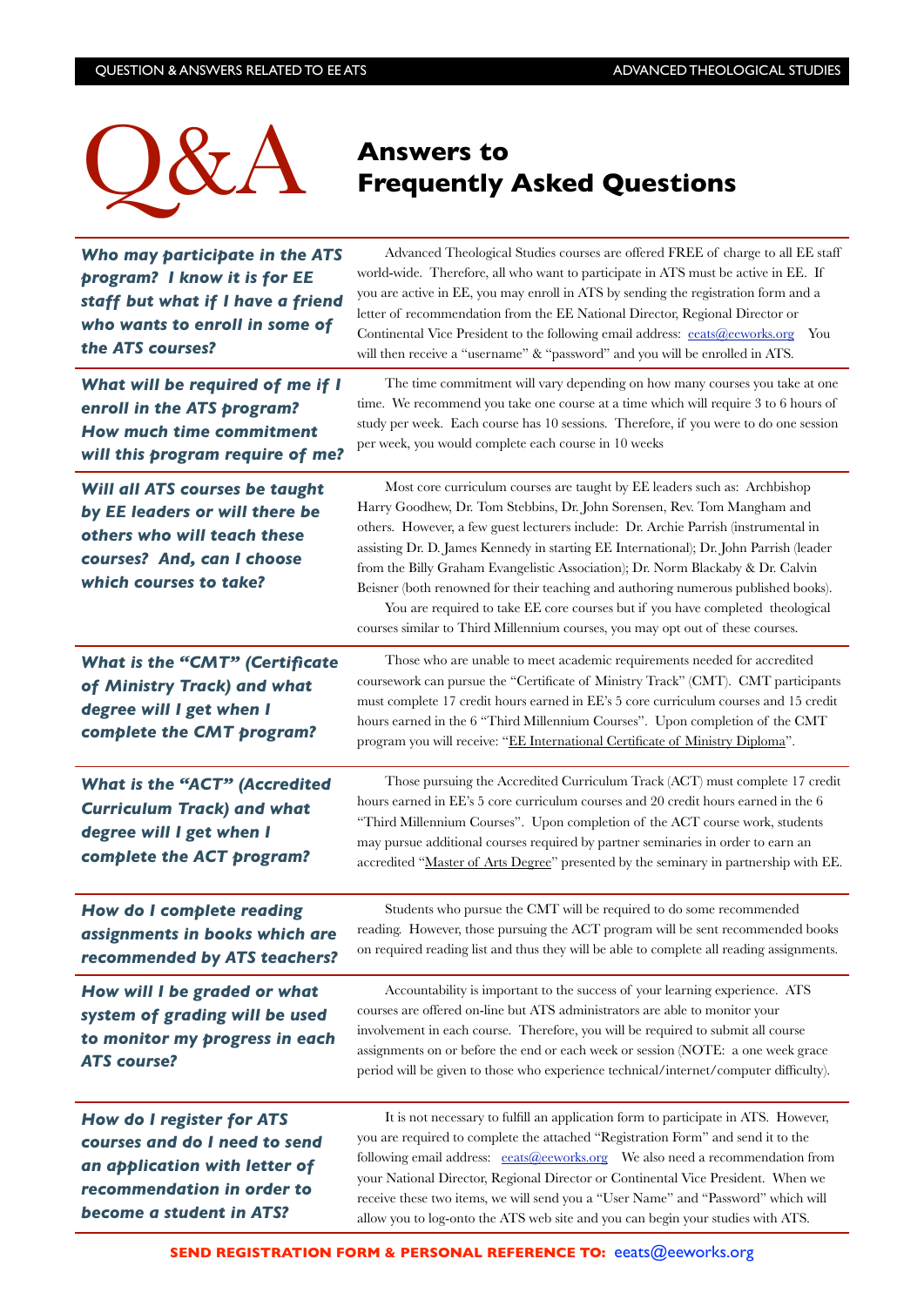# Q&A

## Answers to Frequently Asked Questions

***Who may participate in the ATS program? I know it is for EE staff but what if I have a friend who wants to enroll in some of the ATS courses?***

Advanced Theological Studies courses are offered FREE of charge to all EE staff world-wide. Therefore, all who want to participate in ATS must be active in EE. If you are active in EE, you may enroll in ATS by sending the registration form and a letter of recommendation from the EE National Director, Regional Director or Continental Vice President to the following email address: eeats@eeworks.org You will then receive a "username" & "password" and you will be enrolled in ATS.

***What will be required of me if I enroll in the ATS program? How much time commitment will this program require of me?***

The time commitment will vary depending on how many courses you take at one time. We recommend you take one course at a time which will require 3 to 6 hours of study per week. Each course has 10 sessions. Therefore, if you were to do one session per week, you would complete each course in 10 weeks

***Will all ATS courses be taught by EE leaders or will there be others who will teach these courses? And, can I choose which courses to take?***

Most core curriculum courses are taught by EE leaders such as: Archbishop Harry Goodhew, Dr. Tom Stebbins, Dr. John Sorensen, Rev. Tom Mangham and others. However, a few guest lecturers include: Dr. Archie Parrish (instrumental in assisting Dr. D. James Kennedy in starting EE International); Dr. John Parrish (leader from the Billy Graham Evangelistic Association); Dr. Norm Blackaby & Dr. Calvin Beisner (both renowned for their teaching and authoring numerous published books).

You are required to take EE core courses but if you have completed theological courses similar to Third Millennium courses, you may opt out of these courses.

***What is the "CMT" (Certificate of Ministry Track) and what degree will I get when I complete the CMT program?***

Those who are unable to meet academic requirements needed for accredited coursework can pursue the "Certificate of Ministry Track" (CMT). CMT participants must complete 17 credit hours earned in EE's 5 core curriculum courses and 15 credit hours earned in the 6 "Third Millennium Courses". Upon completion of the CMT program you will receive: "EE International Certificate of Ministry Diploma".

***What is the "ACT" (Accredited Curriculum Track) and what degree will I get when I complete the ACT program?***

Those pursuing the Accredited Curriculum Track (ACT) must complete 17 credit hours earned in EE's 5 core curriculum courses and 20 credit hours earned in the 6 "Third Millennium Courses". Upon completion of the ACT course work, students may pursue additional courses required by partner seminaries in order to earn an accredited "Master of Arts Degree" presented by the seminary in partnership with EE.

***How do I complete reading assignments in books which are recommended by ATS teachers?***

Students who pursue the CMT will be required to do some recommended reading. However, those pursuing the ACT program will be sent recommended books on required reading list and thus they will be able to complete all reading assignments.

***How will I be graded or what system of grading will be used to monitor my progress in each ATS course?***

Accountability is important to the success of your learning experience. ATS courses are offered on-line but ATS administrators are able to monitor your involvement in each course. Therefore, you will be required to submit all course assignments on or before the end or each week or session (NOTE: a one week grace period will be given to those who experience technical/internet/computer difficulty).

***How do I register for ATS courses and do I need to send an application with letter of recommendation in order to become a student in ATS?***

It is not necessary to fulfill an application form to participate in ATS. However, you are required to complete the attached "Registration Form" and send it to the following email address: eeats@eeworks.org We also need a recommendation from your National Director, Regional Director or Continental Vice President. When we receive these two items, we will send you a "User Name" and "Password" which will allow you to log-onto the ATS web site and you can begin your studies with ATS.

**SEND REGISTRATION FORM & PERSONAL REFERENCE TO:** eeats@eeworks.org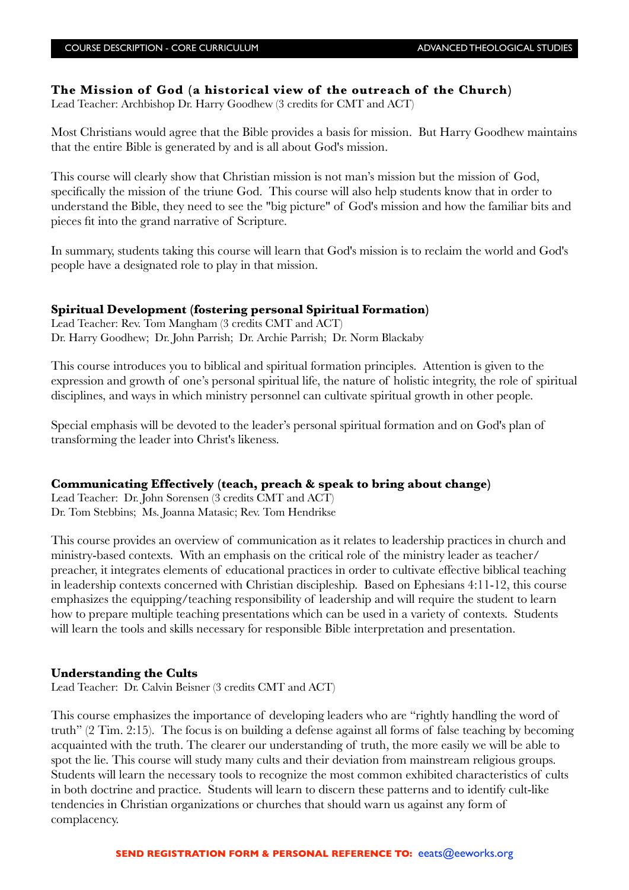**The Mission of God (a historical view of the outreach of the Church)**
Lead Teacher: Archbishop Dr. Harry Goodhew (3 credits for CMT and ACT)

Most Christians would agree that the Bible provides a basis for mission. But Harry Goodhew maintains that the entire Bible is generated by and is all about God's mission.

This course will clearly show that Christian mission is not man's mission but the mission of God, specifically the mission of the triune God. This course will also help students know that in order to understand the Bible, they need to see the "big picture" of God's mission and how the familiar bits and pieces fit into the grand narrative of Scripture.

In summary, students taking this course will learn that God's mission is to reclaim the world and God's people have a designated role to play in that mission.

**Spiritual Development (fostering personal Spiritual Formation)**
Lead Teacher: Rev. Tom Mangham (3 credits CMT and ACT)
Dr. Harry Goodhew; Dr. John Parrish; Dr. Archie Parrish; Dr. Norm Blackaby

This course introduces you to biblical and spiritual formation principles. Attention is given to the expression and growth of one's personal spiritual life, the nature of holistic integrity, the role of spiritual disciplines, and ways in which ministry personnel can cultivate spiritual growth in other people.

Special emphasis will be devoted to the leader's personal spiritual formation and on God's plan of transforming the leader into Christ's likeness.

**Communicating Effectively (teach, preach & speak to bring about change)**
Lead Teacher: Dr. John Sorensen (3 credits CMT and ACT)
Dr. Tom Stebbins; Ms. Joanna Matasic; Rev. Tom Hendrikse

This course provides an overview of communication as it relates to leadership practices in church and ministry-based contexts. With an emphasis on the critical role of the ministry leader as teacher/ preacher, it integrates elements of educational practices in order to cultivate effective biblical teaching in leadership contexts concerned with Christian discipleship. Based on Ephesians 4:11-12, this course emphasizes the equipping/teaching responsibility of leadership and will require the student to learn how to prepare multiple teaching presentations which can be used in a variety of contexts. Students will learn the tools and skills necessary for responsible Bible interpretation and presentation.

**Understanding the Cults**
Lead Teacher: Dr. Calvin Beisner (3 credits CMT and ACT)

This course emphasizes the importance of developing leaders who are "rightly handling the word of truth" (2 Tim. 2:15). The focus is on building a defense against all forms of false teaching by becoming acquainted with the truth. The clearer our understanding of truth, the more easily we will be able to spot the lie. This course will study many cults and their deviation from mainstream religious groups. Students will learn the necessary tools to recognize the most common exhibited characteristics of cults in both doctrine and practice. Students will learn to discern these patterns and to identify cult-like tendencies in Christian organizations or churches that should warn us against any form of complacency.

**SEND REGISTRATION FORM & PERSONAL REFERENCE TO:** eeats@eeworks.org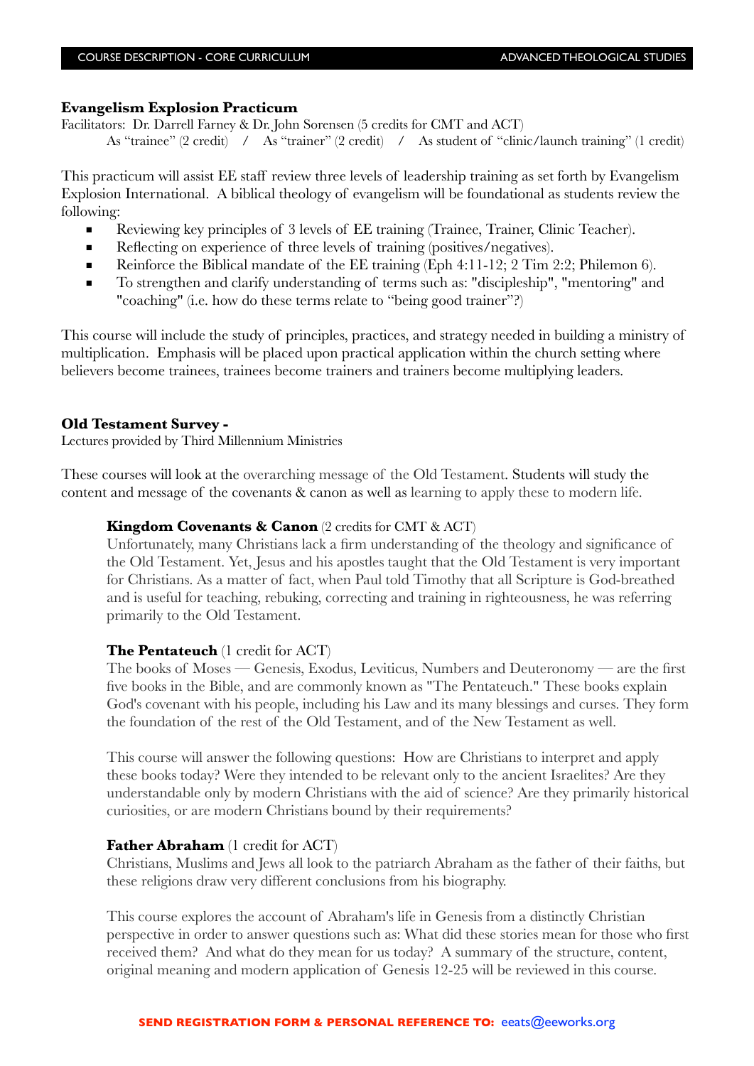**Evangelism Explosion Practicum**

Facilitators: Dr. Darrell Farney & Dr. John Sorensen (5 credits for CMT and ACT)

As "trainee" (2 credit) / As "trainer" (2 credit) / As student of "clinic/launch training" (1 credit)

This practicum will assist EE staff review three levels of leadership training as set forth by Evangelism Explosion International. A biblical theology of evangelism will be foundational as students review the following:

- Reviewing key principles of 3 levels of EE training (Trainee, Trainer, Clinic Teacher).
- Reflecting on experience of three levels of training (positives/negatives).
- Reinforce the Biblical mandate of the EE training (Eph 4:11-12; 2 Tim 2:2; Philemon 6).
- To strengthen and clarify understanding of terms such as: "discipleship", "mentoring" and "coaching" (i.e. how do these terms relate to "being good trainer"?)

This course will include the study of principles, practices, and strategy needed in building a ministry of multiplication. Emphasis will be placed upon practical application within the church setting where believers become trainees, trainees become trainers and trainers become multiplying leaders.

**Old Testament Survey -**

Lectures provided by Third Millennium Ministries

These courses will look at the overarching message of the Old Testament. Students will study the content and message of the covenants & canon as well as learning to apply these to modern life.

**Kingdom Covenants & Canon** (2 credits for CMT & ACT)

Unfortunately, many Christians lack a firm understanding of the theology and significance of the Old Testament. Yet, Jesus and his apostles taught that the Old Testament is very important for Christians. As a matter of fact, when Paul told Timothy that all Scripture is God-breathed and is useful for teaching, rebuking, correcting and training in righteousness, he was referring primarily to the Old Testament.

**The Pentateuch** (1 credit for ACT)

The books of Moses — Genesis, Exodus, Leviticus, Numbers and Deuteronomy — are the first five books in the Bible, and are commonly known as "The Pentateuch." These books explain God's covenant with his people, including his Law and its many blessings and curses. They form the foundation of the rest of the Old Testament, and of the New Testament as well.

This course will answer the following questions: How are Christians to interpret and apply these books today? Were they intended to be relevant only to the ancient Israelites? Are they understandable only by modern Christians with the aid of science? Are they primarily historical curiosities, or are modern Christians bound by their requirements?

**Father Abraham** (1 credit for ACT)

Christians, Muslims and Jews all look to the patriarch Abraham as the father of their faiths, but these religions draw very different conclusions from his biography.

This course explores the account of Abraham's life in Genesis from a distinctly Christian perspective in order to answer questions such as: What did these stories mean for those who first received them? And what do they mean for us today? A summary of the structure, content, original meaning and modern application of Genesis 12-25 will be reviewed in this course.

**SEND REGISTRATION FORM & PERSONAL REFERENCE TO:** eeats@eeworks.org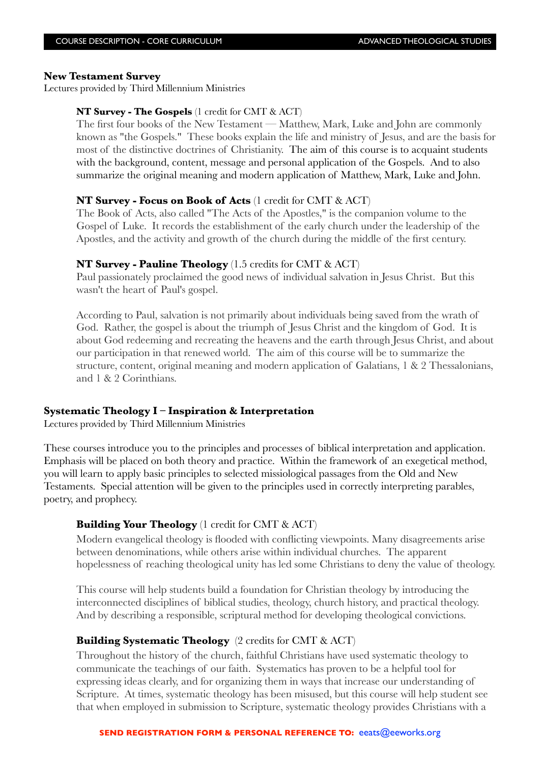**New Testament Survey**
Lectures provided by Third Millennium Ministries

**NT Survey - The Gospels** (1 credit for CMT & ACT)
The first four books of the New Testament — Matthew, Mark, Luke and John are commonly known as "the Gospels." These books explain the life and ministry of Jesus, and are the basis for most of the distinctive doctrines of Christianity. The aim of this course is to acquaint students with the background, content, message and personal application of the Gospels. And to also summarize the original meaning and modern application of Matthew, Mark, Luke and John.

**NT Survey - Focus on Book of Acts** (1 credit for CMT & ACT)
The Book of Acts, also called "The Acts of the Apostles," is the companion volume to the Gospel of Luke. It records the establishment of the early church under the leadership of the Apostles, and the activity and growth of the church during the middle of the first century.

**NT Survey - Pauline Theology** (1.5 credits for CMT & ACT)
Paul passionately proclaimed the good news of individual salvation in Jesus Christ. But this wasn't the heart of Paul's gospel.

According to Paul, salvation is not primarily about individuals being saved from the wrath of God. Rather, the gospel is about the triumph of Jesus Christ and the kingdom of God. It is about God redeeming and recreating the heavens and the earth through Jesus Christ, and about our participation in that renewed world. The aim of this course will be to summarize the structure, content, original meaning and modern application of Galatians, 1 & 2 Thessalonians, and 1 & 2 Corinthians.

**Systematic Theology I – Inspiration & Interpretation**
Lectures provided by Third Millennium Ministries

These courses introduce you to the principles and processes of biblical interpretation and application. Emphasis will be placed on both theory and practice. Within the framework of an exegetical method, you will learn to apply basic principles to selected missiological passages from the Old and New Testaments. Special attention will be given to the principles used in correctly interpreting parables, poetry, and prophecy.

**Building Your Theology** (1 credit for CMT & ACT)
Modern evangelical theology is flooded with conflicting viewpoints. Many disagreements arise between denominations, while others arise within individual churches. The apparent hopelessness of reaching theological unity has led some Christians to deny the value of theology.

This course will help students build a foundation for Christian theology by introducing the interconnected disciplines of biblical studies, theology, church history, and practical theology. And by describing a responsible, scriptural method for developing theological convictions.

**Building Systematic Theology** (2 credits for CMT & ACT)
Throughout the history of the church, faithful Christians have used systematic theology to communicate the teachings of our faith. Systematics has proven to be a helpful tool for expressing ideas clearly, and for organizing them in ways that increase our understanding of Scripture. At times, systematic theology has been misused, but this course will help student see that when employed in submission to Scripture, systematic theology provides Christians with a

**SEND REGISTRATION FORM & PERSONAL REFERENCE TO:** eeats@eeworks.org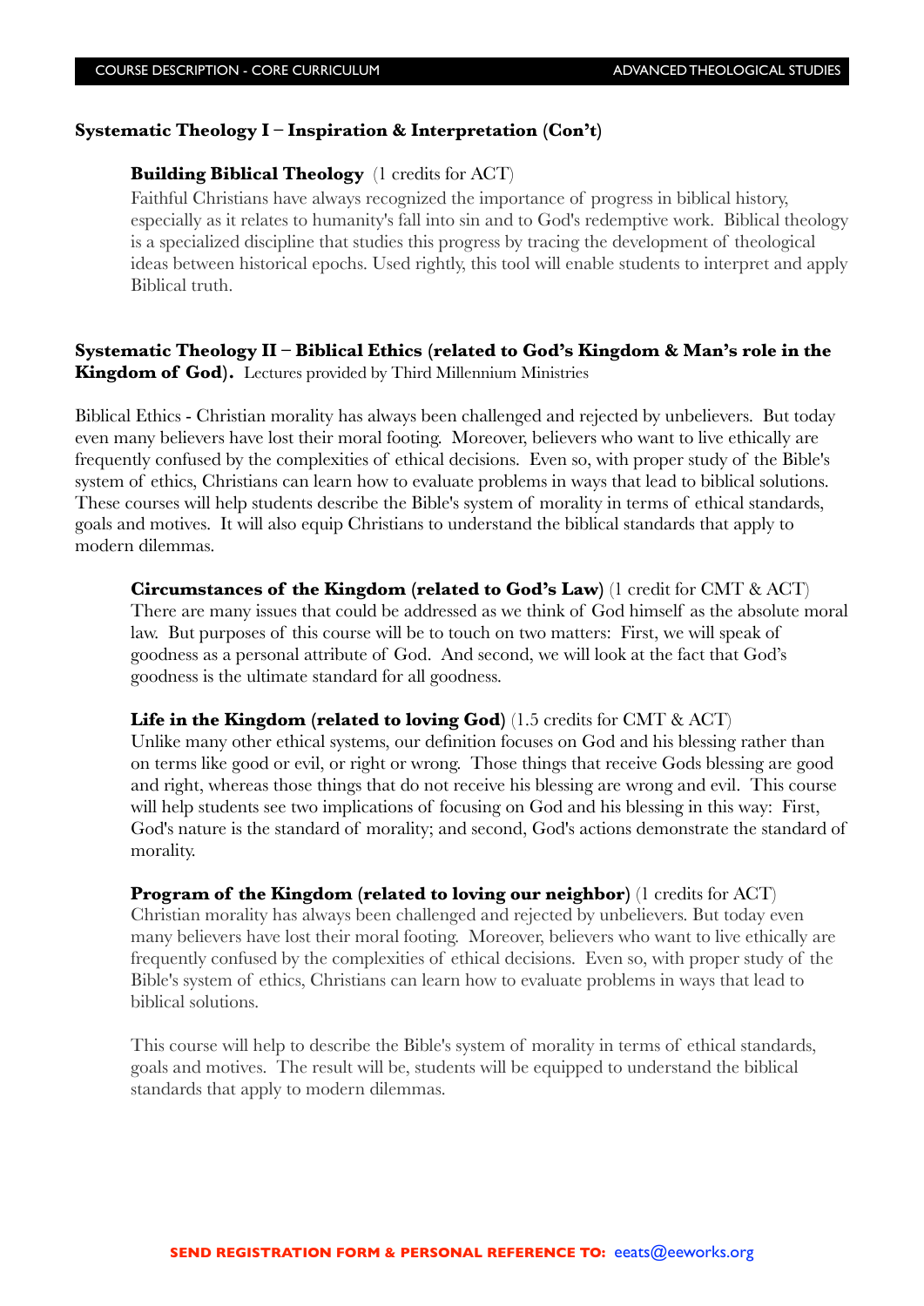## Systematic Theology I – Inspiration & Interpretation (Con't)

**Building Biblical Theology** (1 credits for ACT)
Faithful Christians have always recognized the importance of progress in biblical history, especially as it relates to humanity's fall into sin and to God's redemptive work. Biblical theology is a specialized discipline that studies this progress by tracing the development of theological ideas between historical epochs. Used rightly, this tool will enable students to interpret and apply Biblical truth.

## Systematic Theology II – Biblical Ethics (related to God's Kingdom & Man's role in the Kingdom of God). 

Lectures provided by Third Millennium Ministries

Biblical Ethics - Christian morality has always been challenged and rejected by unbelievers. But today even many believers have lost their moral footing. Moreover, believers who want to live ethically are frequently confused by the complexities of ethical decisions. Even so, with proper study of the Bible's system of ethics, Christians can learn how to evaluate problems in ways that lead to biblical solutions. These courses will help students describe the Bible's system of morality in terms of ethical standards, goals and motives. It will also equip Christians to understand the biblical standards that apply to modern dilemmas.

**Circumstances of the Kingdom (related to God's Law)** (1 credit for CMT & ACT)
There are many issues that could be addressed as we think of God himself as the absolute moral law. But purposes of this course will be to touch on two matters: First, we will speak of goodness as a personal attribute of God. And second, we will look at the fact that God's goodness is the ultimate standard for all goodness.

**Life in the Kingdom (related to loving God)** (1.5 credits for CMT & ACT)
Unlike many other ethical systems, our definition focuses on God and his blessing rather than on terms like good or evil, or right or wrong. Those things that receive Gods blessing are good and right, whereas those things that do not receive his blessing are wrong and evil. This course will help students see two implications of focusing on God and his blessing in this way: First, God's nature is the standard of morality; and second, God's actions demonstrate the standard of morality.

**Program of the Kingdom (related to loving our neighbor)** (1 credits for ACT)
Christian morality has always been challenged and rejected by unbelievers. But today even many believers have lost their moral footing. Moreover, believers who want to live ethically are frequently confused by the complexities of ethical decisions. Even so, with proper study of the Bible's system of ethics, Christians can learn how to evaluate problems in ways that lead to biblical solutions.

This course will help to describe the Bible's system of morality in terms of ethical standards, goals and motives. The result will be, students will be equipped to understand the biblical standards that apply to modern dilemmas.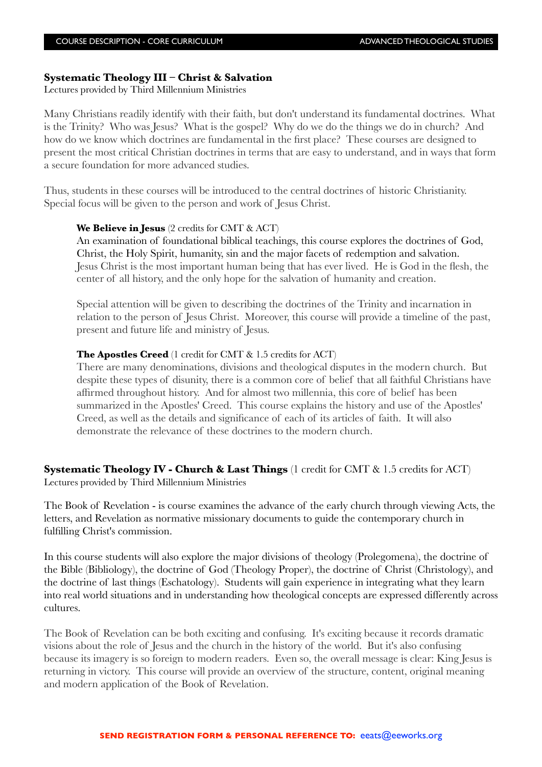## Systematic Theology III – Christ & Salvation

Lectures provided by Third Millennium Ministries

Many Christians readily identify with their faith, but don't understand its fundamental doctrines. What is the Trinity? Who was Jesus? What is the gospel? Why do we do the things we do in church? And how do we know which doctrines are fundamental in the first place? These courses are designed to present the most critical Christian doctrines in terms that are easy to understand, and in ways that form a secure foundation for more advanced studies.

Thus, students in these courses will be introduced to the central doctrines of historic Christianity. Special focus will be given to the person and work of Jesus Christ.

**We Believe in Jesus** (2 credits for CMT & ACT)
An examination of foundational biblical teachings, this course explores the doctrines of God, Christ, the Holy Spirit, humanity, sin and the major facets of redemption and salvation. Jesus Christ is the most important human being that has ever lived. He is God in the flesh, the center of all history, and the only hope for the salvation of humanity and creation.

Special attention will be given to describing the doctrines of the Trinity and incarnation in relation to the person of Jesus Christ. Moreover, this course will provide a timeline of the past, present and future life and ministry of Jesus.

**The Apostles Creed** (1 credit for CMT & 1.5 credits for ACT)
There are many denominations, divisions and theological disputes in the modern church. But despite these types of disunity, there is a common core of belief that all faithful Christians have affirmed throughout history. And for almost two millennia, this core of belief has been summarized in the Apostles' Creed. This course explains the history and use of the Apostles' Creed, as well as the details and significance of each of its articles of faith. It will also demonstrate the relevance of these doctrines to the modern church.

## Systematic Theology IV - Church & Last Things (1 credit for CMT & 1.5 credits for ACT)

Lectures provided by Third Millennium Ministries

The Book of Revelation - is course examines the advance of the early church through viewing Acts, the letters, and Revelation as normative missionary documents to guide the contemporary church in fulfilling Christ's commission.

In this course students will also explore the major divisions of theology (Prolegomena), the doctrine of the Bible (Bibliology), the doctrine of God (Theology Proper), the doctrine of Christ (Christology), and the doctrine of last things (Eschatology). Students will gain experience in integrating what they learn into real world situations and in understanding how theological concepts are expressed differently across cultures.

The Book of Revelation can be both exciting and confusing. It's exciting because it records dramatic visions about the role of Jesus and the church in the history of the world. But it's also confusing because its imagery is so foreign to modern readers. Even so, the overall message is clear: King Jesus is returning in victory. This course will provide an overview of the structure, content, original meaning and modern application of the Book of Revelation.

**SEND REGISTRATION FORM & PERSONAL REFERENCE TO:** eeats@eeworks.org